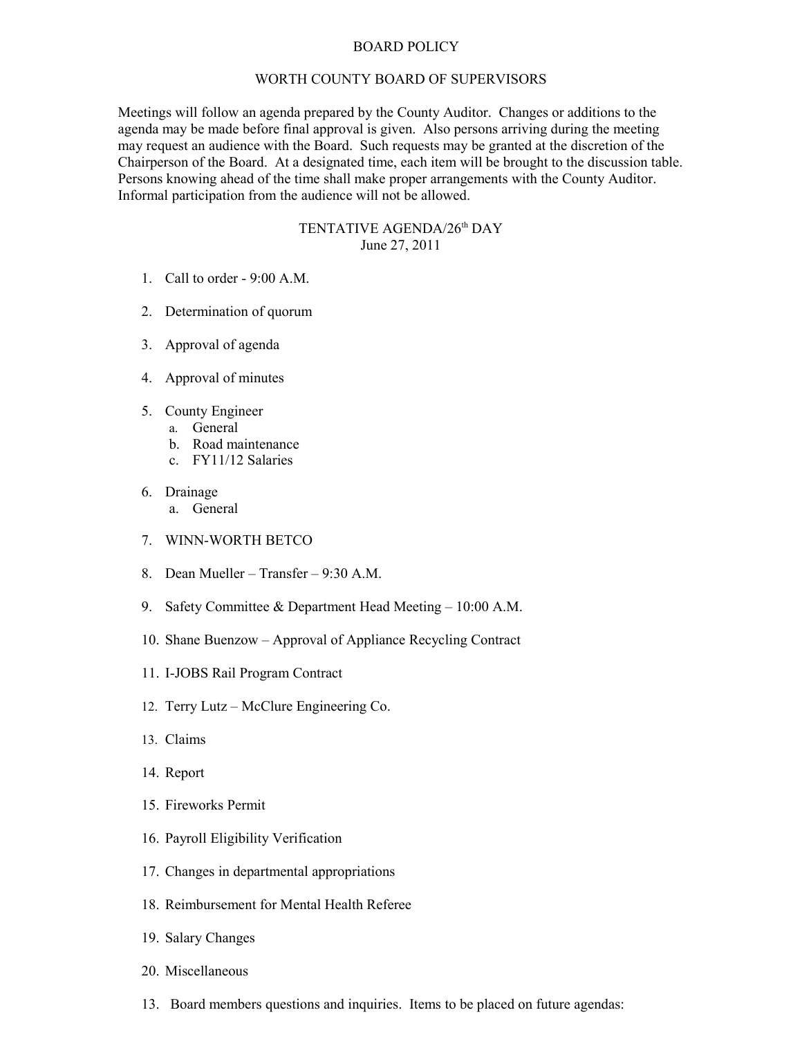# BOARD POLICY

## WORTH COUNTY BOARD OF SUPERVISORS

Meetings will follow an agenda prepared by the County Auditor. Changes or additions to the agenda may be made before final approval is given. Also persons arriving during the meeting may request an audience with the Board. Such requests may be granted at the discretion of the Chairperson of the Board. At a designated time, each item will be brought to the discussion table. Persons knowing ahead of the time shall make proper arrangements with the County Auditor. Informal participation from the audience will not be allowed.

## TENTATIVE AGENDA/26th DAY
June 27, 2011

1. Call to order - 9:00 A.M.
2. Determination of quorum
3. Approval of agenda
4. Approval of minutes
5. County Engineer
   a. General
   b. Road maintenance
   c. FY11/12 Salaries
6. Drainage
   a. General
7. WINN-WORTH BETCO
8. Dean Mueller – Transfer – 9:30 A.M.
9. Safety Committee & Department Head Meeting – 10:00 A.M.
10. Shane Buenzow – Approval of Appliance Recycling Contract
11. I-JOBS Rail Program Contract
12. Terry Lutz – McClure Engineering Co.
13. Claims
14. Report
15. Fireworks Permit
16. Payroll Eligibility Verification
17. Changes in departmental appropriations
18. Reimbursement for Mental Health Referee
19. Salary Changes
20. Miscellaneous

13. Board members questions and inquiries. Items to be placed on future agendas: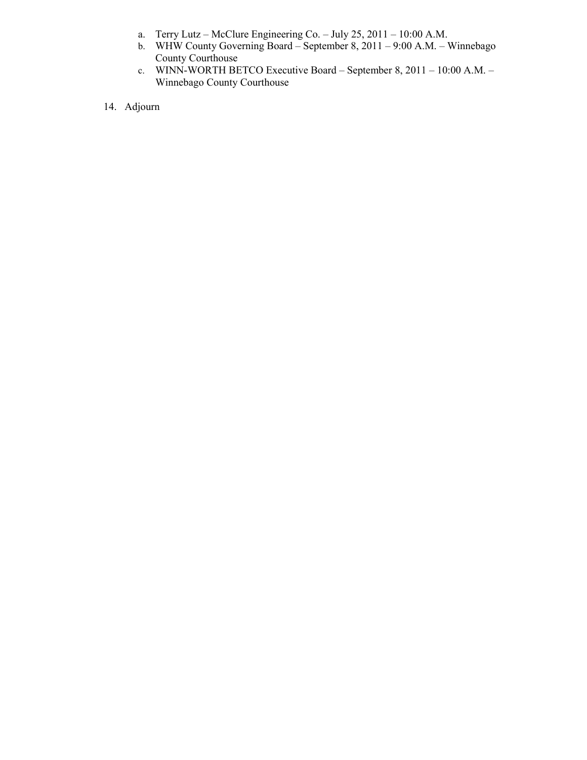a. Terry Lutz – McClure Engineering Co. – July 25, 2011 – 10:00 A.M.
b. WHW County Governing Board – September 8, 2011 – 9:00 A.M. – Winnebago County Courthouse
c. WINN-WORTH BETCO Executive Board – September 8, 2011 – 10:00 A.M. – Winnebago County Courthouse

14. Adjourn